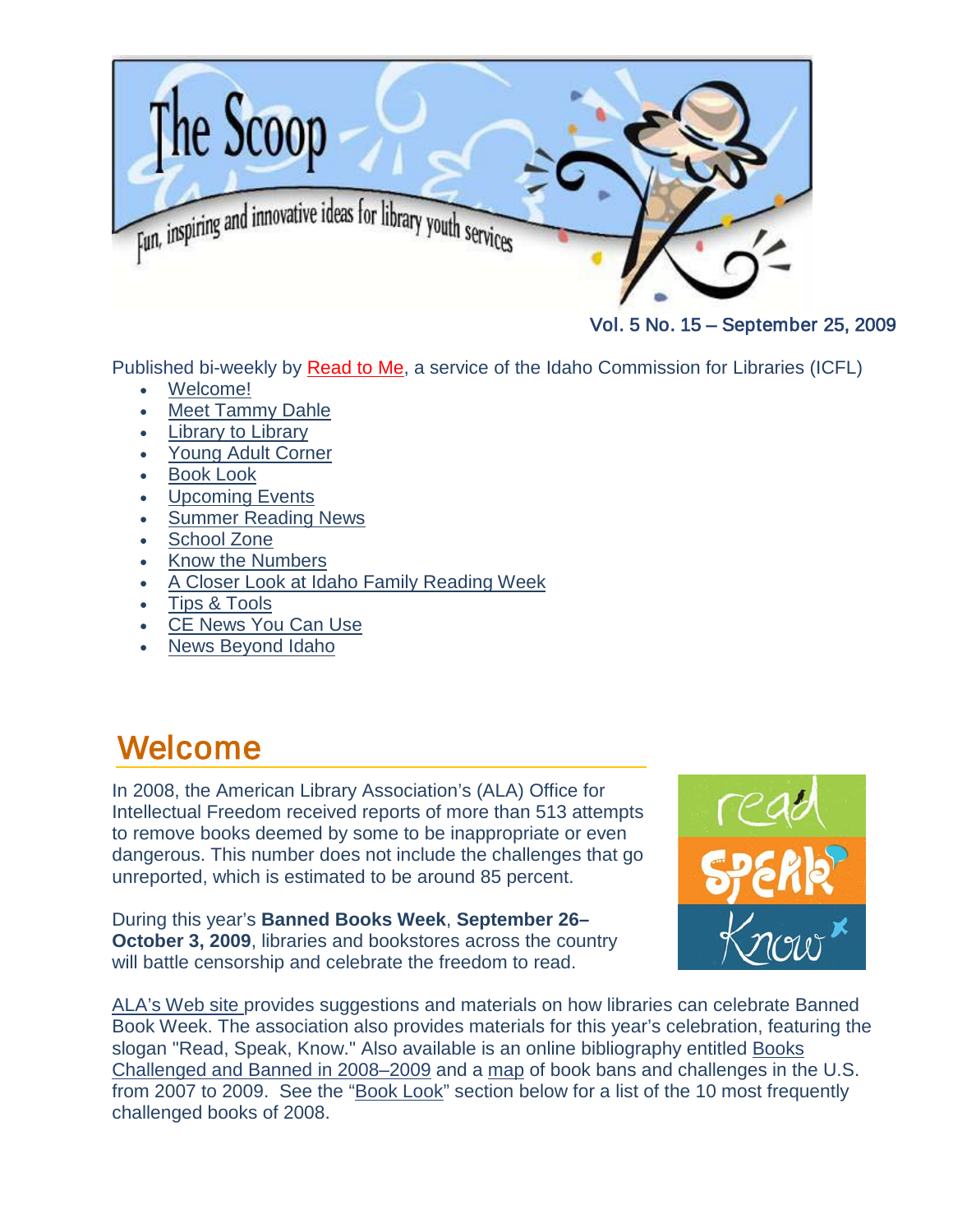# The Scoop

Fun, inspiring and innovative ideas for library youth services

Vol. 5 No. 15 – September 25, 2009

Published bi-weekly by Read to Me, a service of the Idaho Commission for Libraries (ICFL)

- Welcome!
- Meet Tammy Dahle
- Library to Library
- Young Adult Corner
- Book Look
- Upcoming Events
- Summer Reading News
- School Zone
- Know the Numbers
- A Closer Look at Idaho Family Reading Week
- Tips & Tools
- CE News You Can Use
- News Beyond Idaho

## Welcome

In 2008, the American Library Association's (ALA) Office for Intellectual Freedom received reports of more than 513 attempts to remove books deemed by some to be inappropriate or even dangerous. This number does not include the challenges that go unreported, which is estimated to be around 85 percent.

During this year's **Banned Books Week**, **September 26–October 3, 2009**, libraries and bookstores across the country will battle censorship and celebrate the freedom to read.

read Speak Know

ALA's Web site provides suggestions and materials on how libraries can celebrate Banned Book Week. The association also provides materials for this year's celebration, featuring the slogan "Read, Speak, Know." Also available is an online bibliography entitled Books Challenged and Banned in 2008–2009 and a map of book bans and challenges in the U.S. from 2007 to 2009. See the "Book Look" section below for a list of the 10 most frequently challenged books of 2008.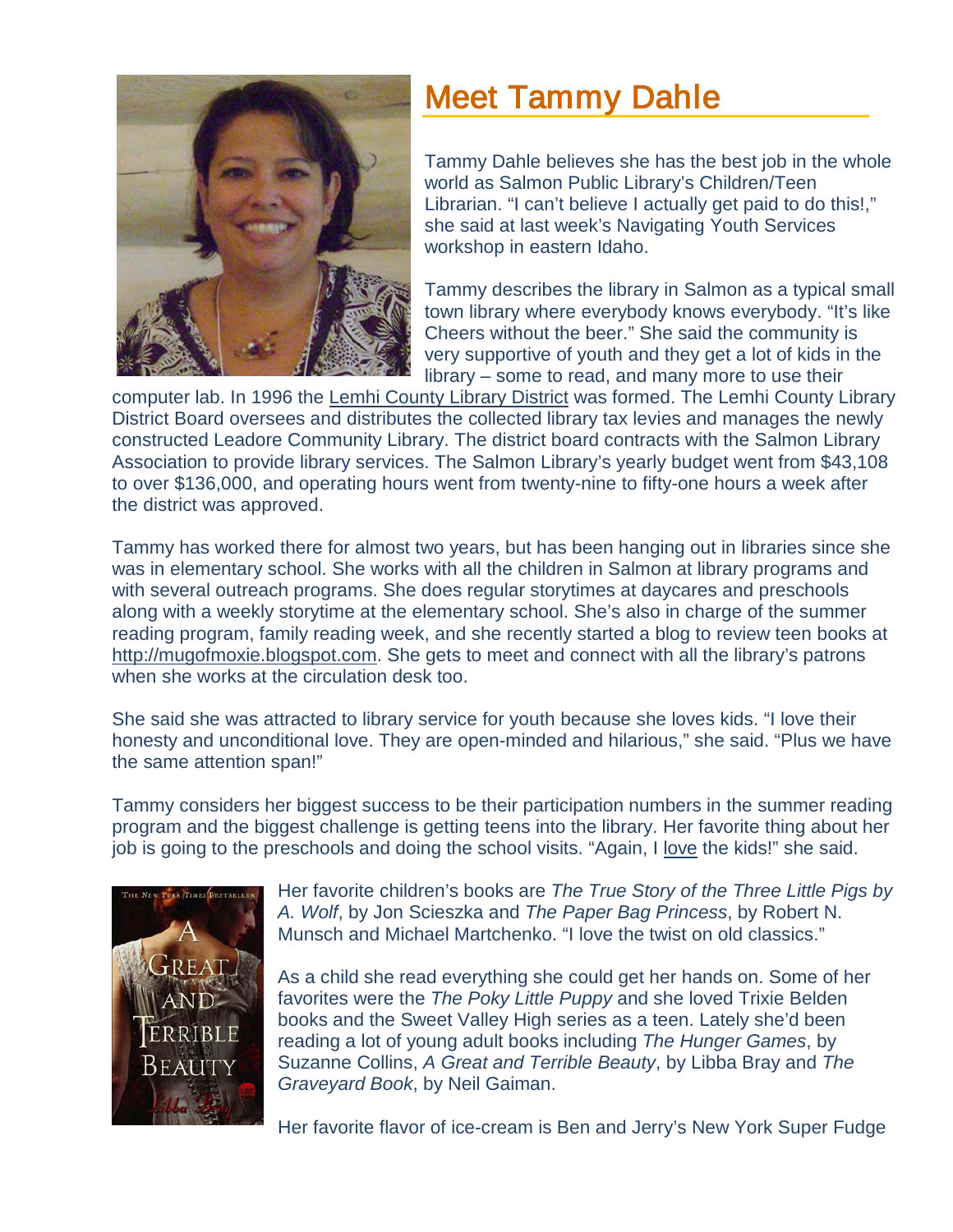# Meet Tammy Dahle

Tammy Dahle believes she has the best job in the whole world as Salmon Public Library's Children/Teen Librarian. "I can't believe I actually get paid to do this!," she said at last week's Navigating Youth Services workshop in eastern Idaho.

Tammy describes the library in Salmon as a typical small town library where everybody knows everybody. "It's like Cheers without the beer." She said the community is very supportive of youth and they get a lot of kids in the library – some to read, and many more to use their computer lab. In 1996 the Lemhi County Library District was formed. The Lemhi County Library District Board oversees and distributes the collected library tax levies and manages the newly constructed Leadore Community Library. The district board contracts with the Salmon Library Association to provide library services. The Salmon Library's yearly budget went from $43,108 to over $136,000, and operating hours went from twenty-nine to fifty-one hours a week after the district was approved.

Tammy has worked there for almost two years, but has been hanging out in libraries since she was in elementary school. She works with all the children in Salmon at library programs and with several outreach programs. She does regular storytimes at daycares and preschools along with a weekly storytime at the elementary school. She's also in charge of the summer reading program, family reading week, and she recently started a blog to review teen books at http://mugofmoxie.blogspot.com. She gets to meet and connect with all the library's patrons when she works at the circulation desk too.

She said she was attracted to library service for youth because she loves kids. "I love their honesty and unconditional love. They are open-minded and hilarious," she said. "Plus we have the same attention span!"

Tammy considers her biggest success to be their participation numbers in the summer reading program and the biggest challenge is getting teens into the library. Her favorite thing about her job is going to the preschools and doing the school visits. "Again, I love the kids!" she said.

Her favorite children's books are *The True Story of the Three Little Pigs by A. Wolf*, by Jon Scieszka and *The Paper Bag Princess*, by Robert N. Munsch and Michael Martchenko. "I love the twist on old classics."

As a child she read everything she could get her hands on. Some of her favorites were the *The Poky Little Puppy* and she loved Trixie Belden books and the Sweet Valley High series as a teen. Lately she'd been reading a lot of young adult books including *The Hunger Games*, by Suzanne Collins, *A Great and Terrible Beauty*, by Libba Bray and *The Graveyard Book*, by Neil Gaiman.

Her favorite flavor of ice-cream is Ben and Jerry's New York Super Fudge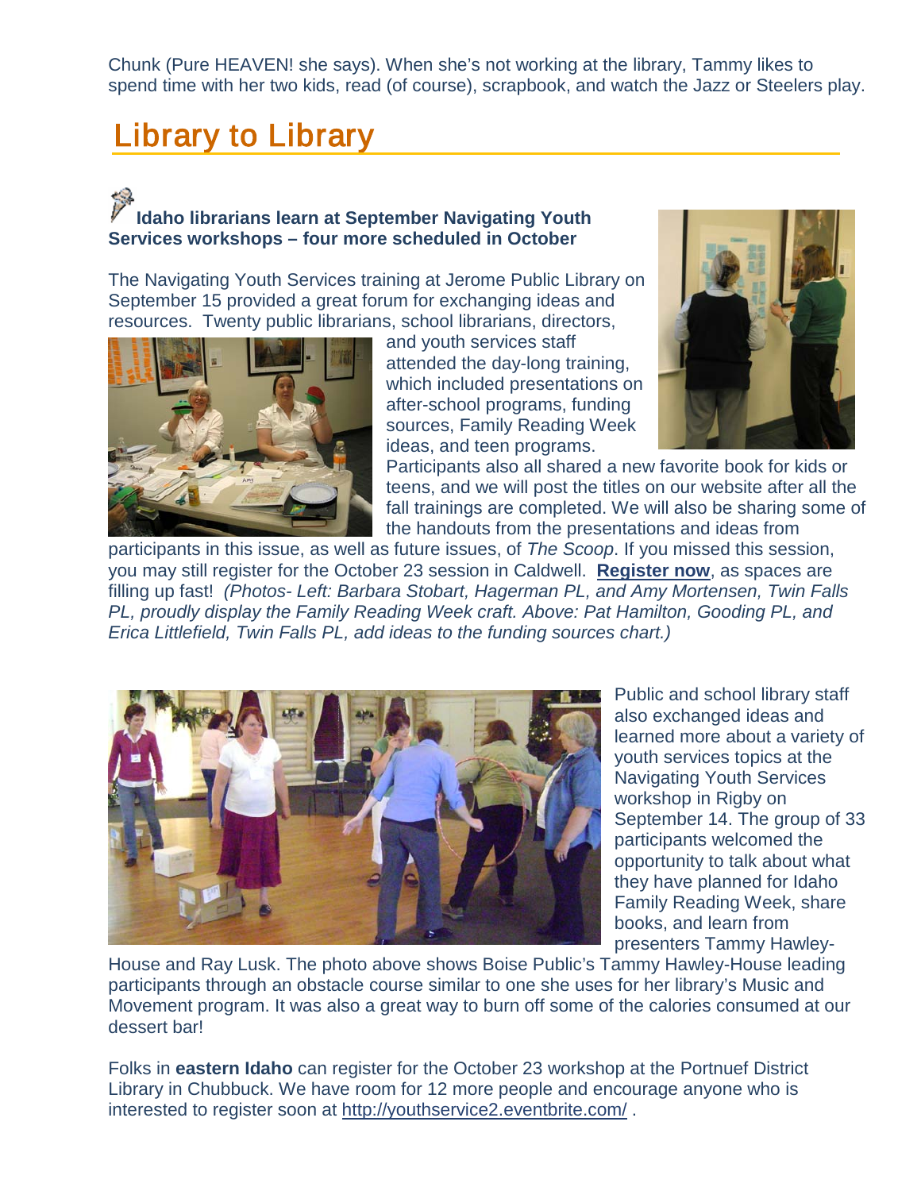Chunk (Pure HEAVEN! she says). When she's not working at the library, Tammy likes to spend time with her two kids, read (of course), scrapbook, and watch the Jazz or Steelers play.

## Library to Library

### Idaho librarians learn at September Navigating Youth Services workshops – four more scheduled in October

The Navigating Youth Services training at Jerome Public Library on September 15 provided a great forum for exchanging ideas and resources. Twenty public librarians, school librarians, directors, and youth services staff attended the day-long training, which included presentations on after-school programs, funding sources, Family Reading Week ideas, and teen programs. Participants also all shared a new favorite book for kids or teens, and we will post the titles on our website after all the fall trainings are completed. We will also be sharing some of the handouts from the presentations and ideas from participants in this issue, as well as future issues, of *The Scoop*. If you missed this session, you may still register for the October 23 session in Caldwell. **Register now**, as spaces are filling up fast! *(Photos- Left: Barbara Stobart, Hagerman PL, and Amy Mortensen, Twin Falls PL, proudly display the Family Reading Week craft. Above: Pat Hamilton, Gooding PL, and Erica Littlefield, Twin Falls PL, add ideas to the funding sources chart.)*

Public and school library staff also exchanged ideas and learned more about a variety of youth services topics at the Navigating Youth Services workshop in Rigby on September 14. The group of 33 participants welcomed the opportunity to talk about what they have planned for Idaho Family Reading Week, share books, and learn from presenters Tammy Hawley-House and Ray Lusk. The photo above shows Boise Public's Tammy Hawley-House leading participants through an obstacle course similar to one she uses for her library's Music and Movement program. It was also a great way to burn off some of the calories consumed at our dessert bar!

Folks in **eastern Idaho** can register for the October 23 workshop at the Portnuef District Library in Chubbuck. We have room for 12 more people and encourage anyone who is interested to register soon at http://youthservice2.eventbrite.com/ .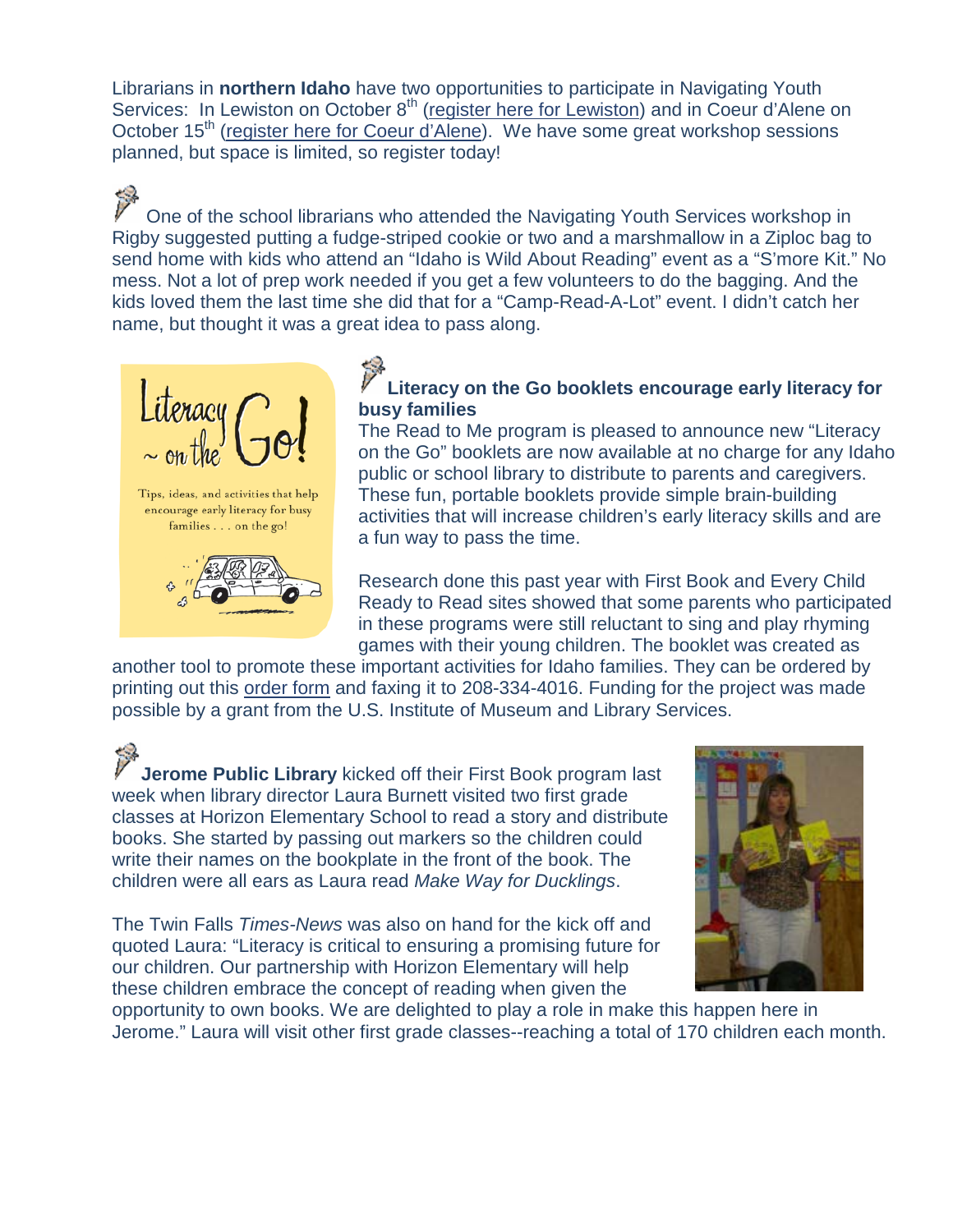Librarians in **northern Idaho** have two opportunities to participate in Navigating Youth Services: In Lewiston on October 8th (register here for Lewiston) and in Coeur d'Alene on October 15th (register here for Coeur d'Alene). We have some great workshop sessions planned, but space is limited, so register today!

One of the school librarians who attended the Navigating Youth Services workshop in Rigby suggested putting a fudge-striped cookie or two and a marshmallow in a Ziploc bag to send home with kids who attend an "Idaho is Wild About Reading" event as a "S'more Kit." No mess. Not a lot of prep work needed if you get a few volunteers to do the bagging. And the kids loved them the last time she did that for a "Camp-Read-A-Lot" event. I didn't catch her name, but thought it was a great idea to pass along.

Literacy ~ on the Go!

Tips, ideas, and activities that help encourage early literacy for busy families . . . on the go!

**Literacy on the Go booklets encourage early literacy for busy families**

The Read to Me program is pleased to announce new "Literacy on the Go" booklets are now available at no charge for any Idaho public or school library to distribute to parents and caregivers. These fun, portable booklets provide simple brain-building activities that will increase children's early literacy skills and are a fun way to pass the time.

Research done this past year with First Book and Every Child Ready to Read sites showed that some parents who participated in these programs were still reluctant to sing and play rhyming games with their young children. The booklet was created as another tool to promote these important activities for Idaho families. They can be ordered by printing out this order form and faxing it to 208-334-4016. Funding for the project was made possible by a grant from the U.S. Institute of Museum and Library Services.

**Jerome Public Library** kicked off their First Book program last week when library director Laura Burnett visited two first grade classes at Horizon Elementary School to read a story and distribute books. She started by passing out markers so the children could write their names on the bookplate in the front of the book. The children were all ears as Laura read *Make Way for Ducklings*.

The Twin Falls *Times-News* was also on hand for the kick off and quoted Laura: "Literacy is critical to ensuring a promising future for our children. Our partnership with Horizon Elementary will help these children embrace the concept of reading when given the opportunity to own books. We are delighted to play a role in make this happen here in Jerome." Laura will visit other first grade classes--reaching a total of 170 children each month.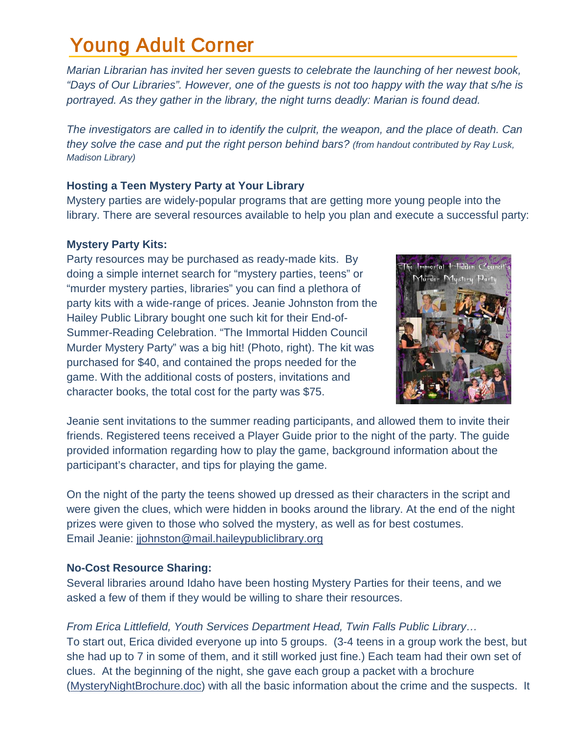# Young Adult Corner

*Marian Librarian has invited her seven guests to celebrate the launching of her newest book, "Days of Our Libraries". However, one of the guests is not too happy with the way that s/he is portrayed. As they gather in the library, the night turns deadly: Marian is found dead.*

*The investigators are called in to identify the culprit, the weapon, and the place of death. Can they solve the case and put the right person behind bars? (from handout contributed by Ray Lusk, Madison Library)*

**Hosting a Teen Mystery Party at Your Library**

Mystery parties are widely-popular programs that are getting more young people into the library. There are several resources available to help you plan and execute a successful party:

**Mystery Party Kits:**

Party resources may be purchased as ready-made kits. By doing a simple internet search for "mystery parties, teens" or "murder mystery parties, libraries" you can find a plethora of party kits with a wide-range of prices. Jeanie Johnston from the Hailey Public Library bought one such kit for their End-of-Summer-Reading Celebration. "The Immortal Hidden Council Murder Mystery Party" was a big hit! (Photo, right). The kit was purchased for $40, and contained the props needed for the game. With the additional costs of posters, invitations and character books, the total cost for the party was $75.

Jeanie sent invitations to the summer reading participants, and allowed them to invite their friends. Registered teens received a Player Guide prior to the night of the party. The guide provided information regarding how to play the game, background information about the participant's character, and tips for playing the game.

On the night of the party the teens showed up dressed as their characters in the script and were given the clues, which were hidden in books around the library. At the end of the night prizes were given to those who solved the mystery, as well as for best costumes.
Email Jeanie: jjohnston@mail.haileypubliclibrary.org

**No-Cost Resource Sharing:**

Several libraries around Idaho have been hosting Mystery Parties for their teens, and we asked a few of them if they would be willing to share their resources.

*From Erica Littlefield, Youth Services Department Head, Twin Falls Public Library…*
To start out, Erica divided everyone up into 5 groups. (3-4 teens in a group work the best, but she had up to 7 in some of them, and it still worked just fine.) Each team had their own set of clues. At the beginning of the night, she gave each group a packet with a brochure (MysteryNightBrochure.doc) with all the basic information about the crime and the suspects. It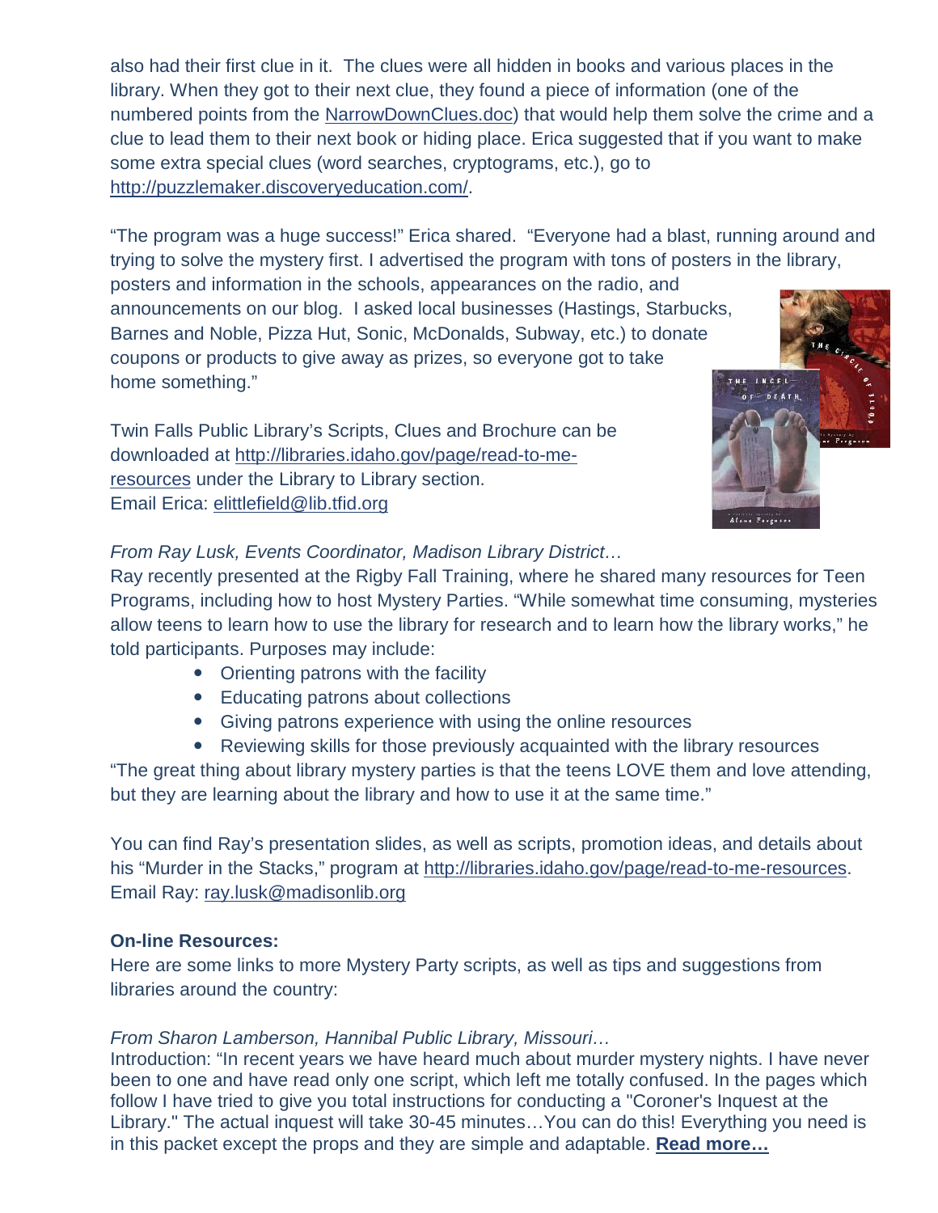also had their first clue in it. The clues were all hidden in books and various places in the library. When they got to their next clue, they found a piece of information (one of the numbered points from the NarrowDownClues.doc) that would help them solve the crime and a clue to lead them to their next book or hiding place. Erica suggested that if you want to make some extra special clues (word searches, cryptograms, etc.), go to http://puzzlemaker.discoveryeducation.com/.

"The program was a huge success!" Erica shared. "Everyone had a blast, running around and trying to solve the mystery first. I advertised the program with tons of posters in the library, posters and information in the schools, appearances on the radio, and announcements on our blog. I asked local businesses (Hastings, Starbucks, Barnes and Noble, Pizza Hut, Sonic, McDonalds, Subway, etc.) to donate coupons or products to give away as prizes, so everyone got to take home something."

Twin Falls Public Library's Scripts, Clues and Brochure can be downloaded at http://libraries.idaho.gov/page/read-to-me-resources under the Library to Library section.
Email Erica: elittlefield@lib.tfid.org

*From Ray Lusk, Events Coordinator, Madison Library District…*
Ray recently presented at the Rigby Fall Training, where he shared many resources for Teen Programs, including how to host Mystery Parties. "While somewhat time consuming, mysteries allow teens to learn how to use the library for research and to learn how the library works," he told participants. Purposes may include:

- Orienting patrons with the facility
- Educating patrons about collections
- Giving patrons experience with using the online resources
- Reviewing skills for those previously acquainted with the library resources

"The great thing about library mystery parties is that the teens LOVE them and love attending, but they are learning about the library and how to use it at the same time."

You can find Ray's presentation slides, as well as scripts, promotion ideas, and details about his "Murder in the Stacks," program at http://libraries.idaho.gov/page/read-to-me-resources.
Email Ray: ray.lusk@madisonlib.org

**On-line Resources:**
Here are some links to more Mystery Party scripts, as well as tips and suggestions from libraries around the country:

*From Sharon Lamberson, Hannibal Public Library, Missouri…*
Introduction: "In recent years we have heard much about murder mystery nights. I have never been to one and have read only one script, which left me totally confused. In the pages which follow I have tried to give you total instructions for conducting a "Coroner's Inquest at the Library." The actual inquest will take 30-45 minutes…You can do this! Everything you need is in this packet except the props and they are simple and adaptable. **Read more…**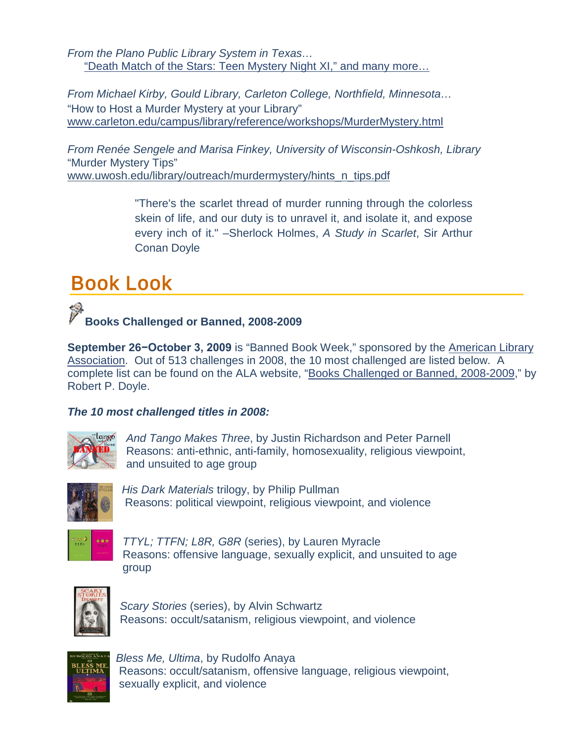*From the Plano Public Library System in Texas…*
"Death Match of the Stars: Teen Mystery Night XI," and many more…

*From Michael Kirby, Gould Library, Carleton College, Northfield, Minnesota…*
"How to Host a Murder Mystery at your Library"
www.carleton.edu/campus/library/reference/workshops/MurderMystery.html

*From Renée Sengele and Marisa Finkey, University of Wisconsin-Oshkosh, Library*
"Murder Mystery Tips"
www.uwosh.edu/library/outreach/murdermystery/hints_n_tips.pdf

> "There's the scarlet thread of murder running through the colorless skein of life, and our duty is to unravel it, and isolate it, and expose every inch of it." –Sherlock Holmes, *A Study in Scarlet*, Sir Arthur Conan Doyle

# Book Look

### Books Challenged or Banned, 2008-2009

**September 26–October 3, 2009** is "Banned Book Week," sponsored by the American Library Association. Out of 513 challenges in 2008, the 10 most challenged are listed below. A complete list can be found on the ALA website, "Books Challenged or Banned, 2008-2009," by Robert P. Doyle.

***The 10 most challenged titles in 2008:***

*And Tango Makes Three*, by Justin Richardson and Peter Parnell
Reasons: anti-ethnic, anti-family, homosexuality, religious viewpoint, and unsuited to age group

*His Dark Materials* trilogy, by Philip Pullman
Reasons: political viewpoint, religious viewpoint, and violence

*TTYL; TTFN; L8R, G8R* (series), by Lauren Myracle
Reasons: offensive language, sexually explicit, and unsuited to age group

*Scary Stories* (series), by Alvin Schwartz
Reasons: occult/satanism, religious viewpoint, and violence

*Bless Me, Ultima*, by Rudolfo Anaya
Reasons: occult/satanism, offensive language, religious viewpoint, sexually explicit, and violence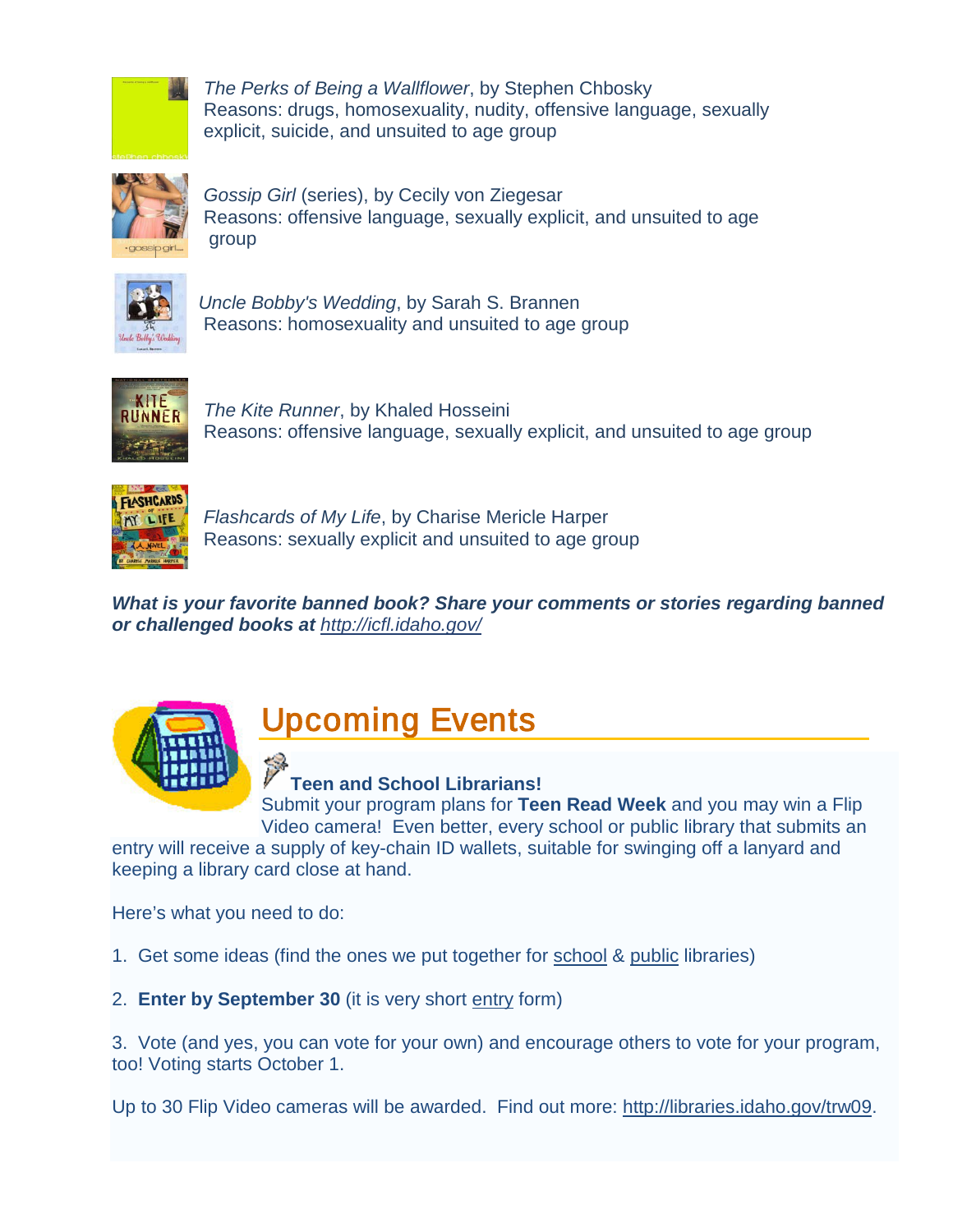*The Perks of Being a Wallflower*, by Stephen Chbosky
Reasons: drugs, homosexuality, nudity, offensive language, sexually explicit, suicide, and unsuited to age group

*Gossip Girl* (series), by Cecily von Ziegesar
Reasons: offensive language, sexually explicit, and unsuited to age group

*Uncle Bobby's Wedding*, by Sarah S. Brannen
Reasons: homosexuality and unsuited to age group

*The Kite Runner*, by Khaled Hosseini
Reasons: offensive language, sexually explicit, and unsuited to age group

*Flashcards of My Life*, by Charise Mericle Harper
Reasons: sexually explicit and unsuited to age group

***What is your favorite banned book? Share your comments or stories regarding banned or challenged books at** [http://icfl.idaho.gov/](http://icfl.idaho.gov/)*

## Upcoming Events

**Teen and School Librarians!**

Submit your program plans for **Teen Read Week** and you may win a Flip Video camera! Even better, every school or public library that submits an entry will receive a supply of key-chain ID wallets, suitable for swinging off a lanyard and keeping a library card close at hand.

Here's what you need to do:

1. Get some ideas (find the ones we put together for school & public libraries)

2. **Enter by September 30** (it is very short entry form)

3. Vote (and yes, you can vote for your own) and encourage others to vote for your program, too! Voting starts October 1.

Up to 30 Flip Video cameras will be awarded. Find out more: [http://libraries.idaho.gov/trw09](http://libraries.idaho.gov/trw09).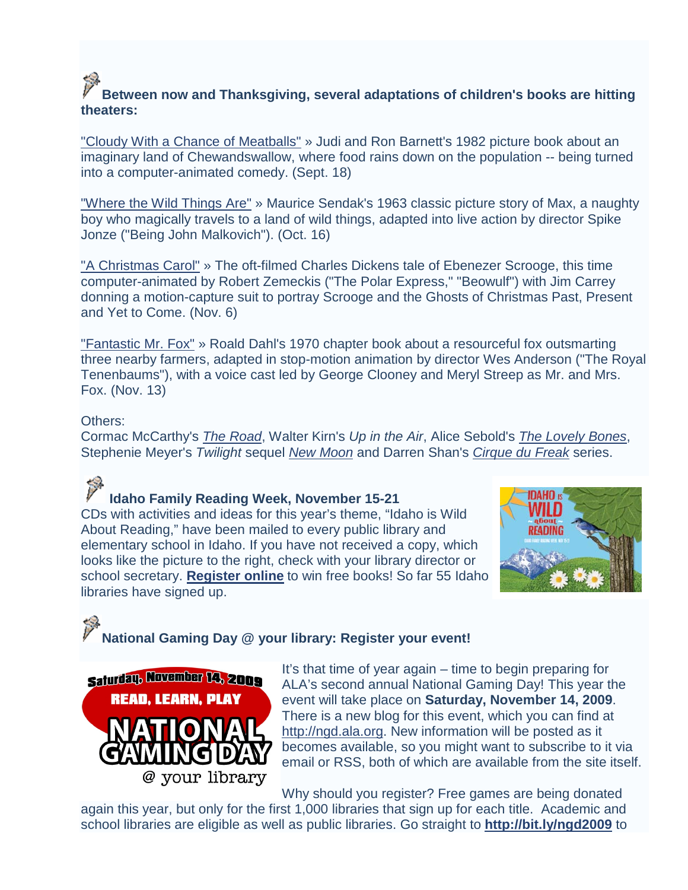**Between now and Thanksgiving, several adaptations of children's books are hitting theaters:**

"Cloudy With a Chance of Meatballs" » Judi and Ron Barnett's 1982 picture book about an imaginary land of Chewandswallow, where food rains down on the population -- being turned into a computer-animated comedy. (Sept. 18)

"Where the Wild Things Are" » Maurice Sendak's 1963 classic picture story of Max, a naughty boy who magically travels to a land of wild things, adapted into live action by director Spike Jonze ("Being John Malkovich"). (Oct. 16)

"A Christmas Carol" » The oft-filmed Charles Dickens tale of Ebenezer Scrooge, this time computer-animated by Robert Zemeckis ("The Polar Express," "Beowulf") with Jim Carrey donning a motion-capture suit to portray Scrooge and the Ghosts of Christmas Past, Present and Yet to Come. (Nov. 6)

"Fantastic Mr. Fox" » Roald Dahl's 1970 chapter book about a resourceful fox outsmarting three nearby farmers, adapted in stop-motion animation by director Wes Anderson ("The Royal Tenenbaums"), with a voice cast led by George Clooney and Meryl Streep as Mr. and Mrs. Fox. (Nov. 13)

Others:
Cormac McCarthy's *The Road*, Walter Kirn's *Up in the Air*, Alice Sebold's *The Lovely Bones*, Stephenie Meyer's *Twilight* sequel *New Moon* and Darren Shan's *Cirque du Freak* series.

**Idaho Family Reading Week, November 15-21**

CDs with activities and ideas for this year's theme, "Idaho is Wild About Reading," have been mailed to every public library and elementary school in Idaho. If you have not received a copy, which looks like the picture to the right, check with your library director or school secretary. **Register online** to win free books! So far 55 Idaho libraries have signed up.

**National Gaming Day @ your library: Register your event!**

It's that time of year again – time to begin preparing for ALA's second annual National Gaming Day! This year the event will take place on **Saturday, November 14, 2009**. There is a new blog for this event, which you can find at http://ngd.ala.org. New information will be posted as it becomes available, so you might want to subscribe to it via email or RSS, both of which are available from the site itself.

Why should you register? Free games are being donated again this year, but only for the first 1,000 libraries that sign up for each title. Academic and school libraries are eligible as well as public libraries. Go straight to **http://bit.ly/ngd2009** to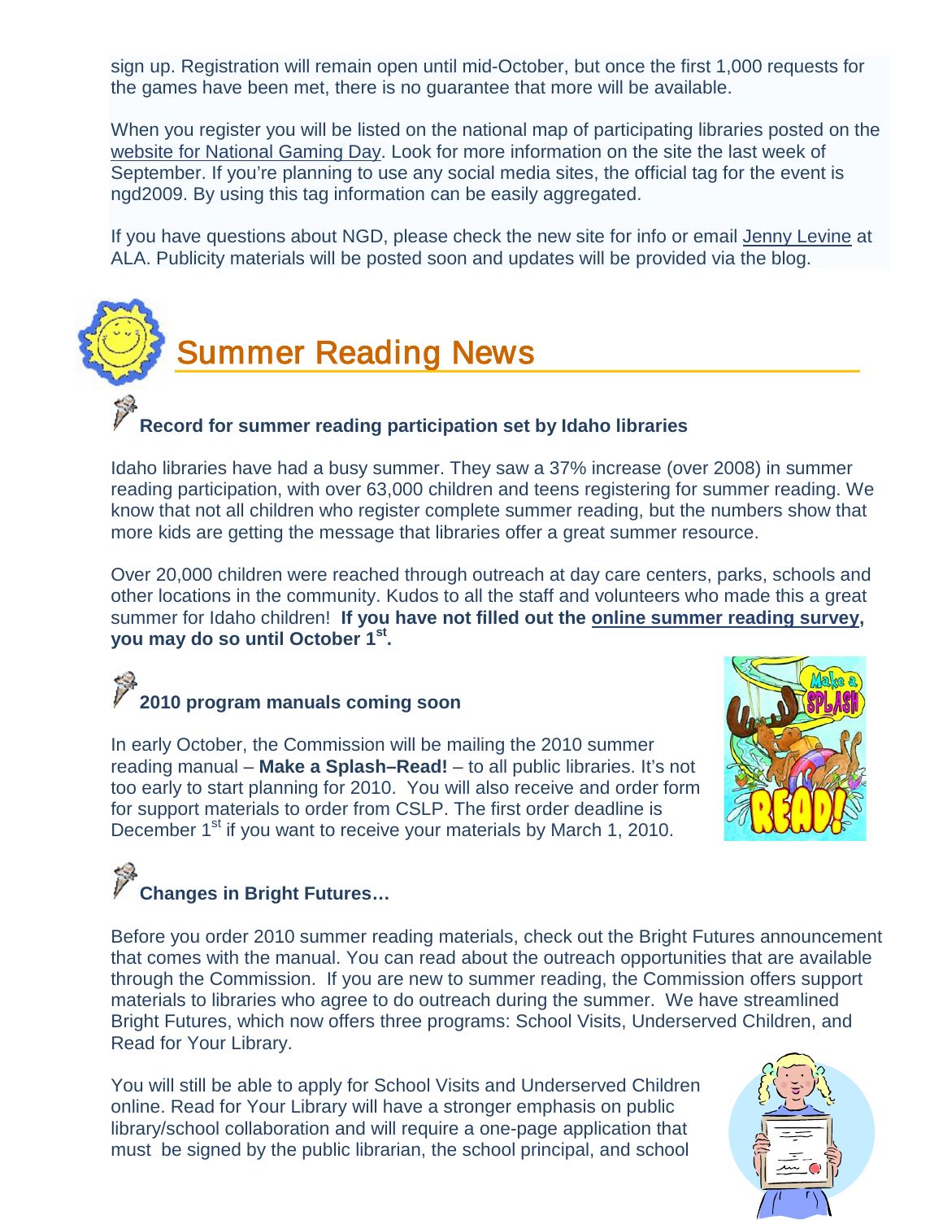sign up. Registration will remain open until mid-October, but once the first 1,000 requests for the games have been met, there is no guarantee that more will be available.

When you register you will be listed on the national map of participating libraries posted on the website for National Gaming Day. Look for more information on the site the last week of September. If you're planning to use any social media sites, the official tag for the event is ngd2009. By using this tag information can be easily aggregated.

If you have questions about NGD, please check the new site for info or email Jenny Levine at ALA. Publicity materials will be posted soon and updates will be provided via the blog.

## Summer Reading News

### Record for summer reading participation set by Idaho libraries

Idaho libraries have had a busy summer. They saw a 37% increase (over 2008) in summer reading participation, with over 63,000 children and teens registering for summer reading. We know that not all children who register complete summer reading, but the numbers show that more kids are getting the message that libraries offer a great summer resource.

Over 20,000 children were reached through outreach at day care centers, parks, schools and other locations in the community. Kudos to all the staff and volunteers who made this a great summer for Idaho children! **If you have not filled out the online summer reading survey, you may do so until October 1st.**

### 2010 program manuals coming soon

In early October, the Commission will be mailing the 2010 summer reading manual – **Make a Splash–Read!** – to all public libraries. It's not too early to start planning for 2010. You will also receive and order form for support materials to order from CSLP. The first order deadline is December 1st if you want to receive your materials by March 1, 2010.

### Changes in Bright Futures…

Before you order 2010 summer reading materials, check out the Bright Futures announcement that comes with the manual. You can read about the outreach opportunities that are available through the Commission. If you are new to summer reading, the Commission offers support materials to libraries who agree to do outreach during the summer. We have streamlined Bright Futures, which now offers three programs: School Visits, Underserved Children, and Read for Your Library.

You will still be able to apply for School Visits and Underserved Children online. Read for Your Library will have a stronger emphasis on public library/school collaboration and will require a one-page application that must be signed by the public librarian, the school principal, and school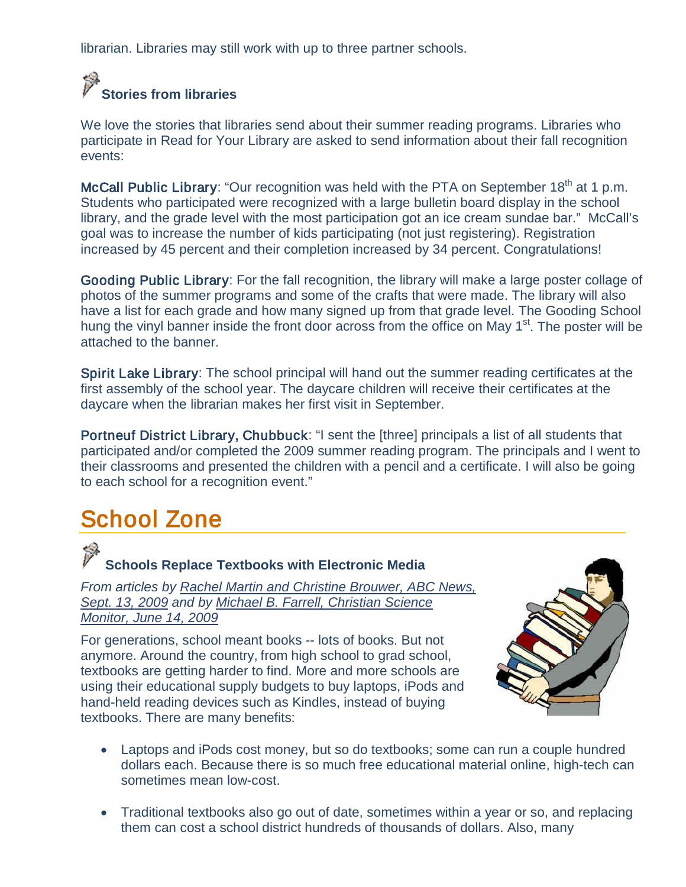librarian. Libraries may still work with up to three partner schools.

### Stories from libraries

We love the stories that libraries send about their summer reading programs. Libraries who participate in Read for Your Library are asked to send information about their fall recognition events:

**McCall Public Library**: "Our recognition was held with the PTA on September 18th at 1 p.m. Students who participated were recognized with a large bulletin board display in the school library, and the grade level with the most participation got an ice cream sundae bar." McCall's goal was to increase the number of kids participating (not just registering). Registration increased by 45 percent and their completion increased by 34 percent. Congratulations!

**Gooding Public Library**: For the fall recognition, the library will make a large poster collage of photos of the summer programs and some of the crafts that were made. The library will also have a list for each grade and how many signed up from that grade level. The Gooding School hung the vinyl banner inside the front door across from the office on May 1st. The poster will be attached to the banner.

**Spirit Lake Library**: The school principal will hand out the summer reading certificates at the first assembly of the school year. The daycare children will receive their certificates at the daycare when the librarian makes her first visit in September.

**Portneuf District Library, Chubbuck**: "I sent the [three] principals a list of all students that participated and/or completed the 2009 summer reading program. The principals and I went to their classrooms and presented the children with a pencil and a certificate. I will also be going to each school for a recognition event."

## School Zone

### Schools Replace Textbooks with Electronic Media

*From articles by Rachel Martin and Christine Brouwer, ABC News, Sept. 13, 2009 and by Michael B. Farrell, Christian Science Monitor, June 14, 2009*

For generations, school meant books -- lots of books. But not anymore. Around the country, from high school to grad school, textbooks are getting harder to find. More and more schools are using their educational supply budgets to buy laptops, iPods and hand-held reading devices such as Kindles, instead of buying textbooks. There are many benefits:

- Laptops and iPods cost money, but so do textbooks; some can run a couple hundred dollars each. Because there is so much free educational material online, high-tech can sometimes mean low-cost.
- Traditional textbooks also go out of date, sometimes within a year or so, and replacing them can cost a school district hundreds of thousands of dollars. Also, many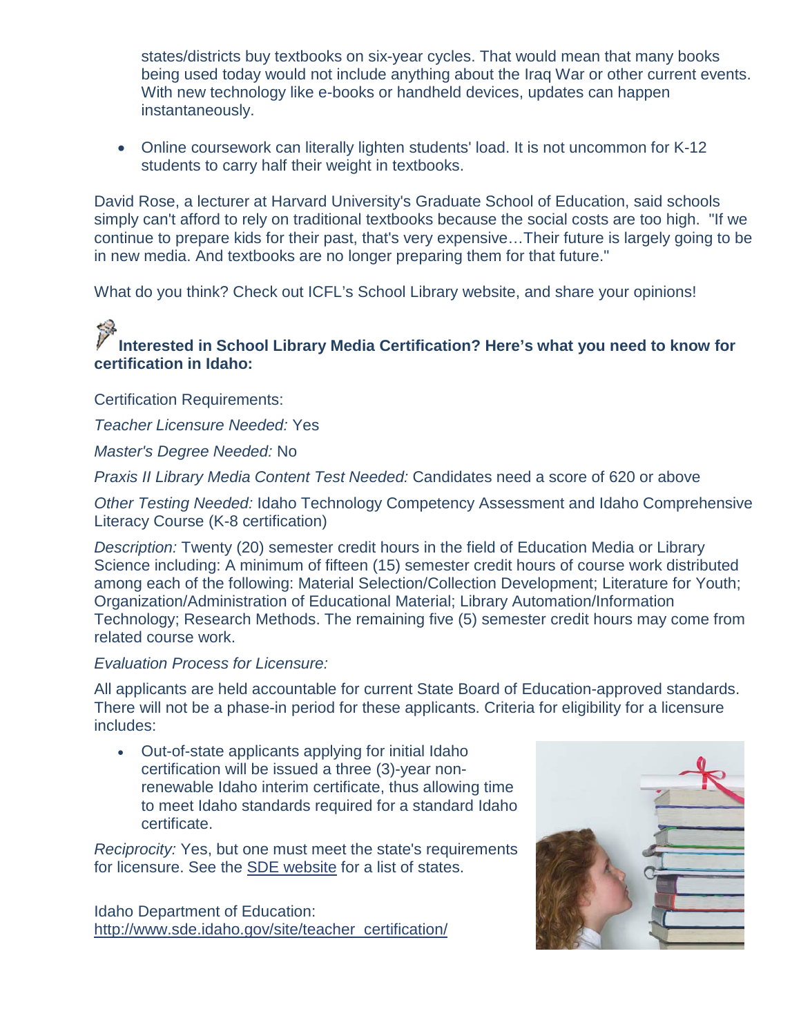states/districts buy textbooks on six-year cycles. That would mean that many books being used today would not include anything about the Iraq War or other current events. With new technology like e-books or handheld devices, updates can happen instantaneously.

- Online coursework can literally lighten students' load. It is not uncommon for K-12 students to carry half their weight in textbooks.

David Rose, a lecturer at Harvard University's Graduate School of Education, said schools simply can't afford to rely on traditional textbooks because the social costs are too high. "If we continue to prepare kids for their past, that's very expensive…Their future is largely going to be in new media. And textbooks are no longer preparing them for that future."

What do you think? Check out ICFL's School Library website, and share your opinions!

### Interested in School Library Media Certification? Here's what you need to know for certification in Idaho:

Certification Requirements:

*Teacher Licensure Needed:* Yes

*Master's Degree Needed:* No

*Praxis II Library Media Content Test Needed:* Candidates need a score of 620 or above

*Other Testing Needed:* Idaho Technology Competency Assessment and Idaho Comprehensive Literacy Course (K-8 certification)

*Description:* Twenty (20) semester credit hours in the field of Education Media or Library Science including: A minimum of fifteen (15) semester credit hours of course work distributed among each of the following: Material Selection/Collection Development; Literature for Youth; Organization/Administration of Educational Material; Library Automation/Information Technology; Research Methods. The remaining five (5) semester credit hours may come from related course work.

*Evaluation Process for Licensure:*

All applicants are held accountable for current State Board of Education-approved standards. There will not be a phase-in period for these applicants. Criteria for eligibility for a licensure includes:

- Out-of-state applicants applying for initial Idaho certification will be issued a three (3)-year non-renewable Idaho interim certificate, thus allowing time to meet Idaho standards required for a standard Idaho certificate.

*Reciprocity:* Yes, but one must meet the state's requirements for licensure. See the SDE website for a list of states.

Idaho Department of Education:
http://www.sde.idaho.gov/site/teacher_certification/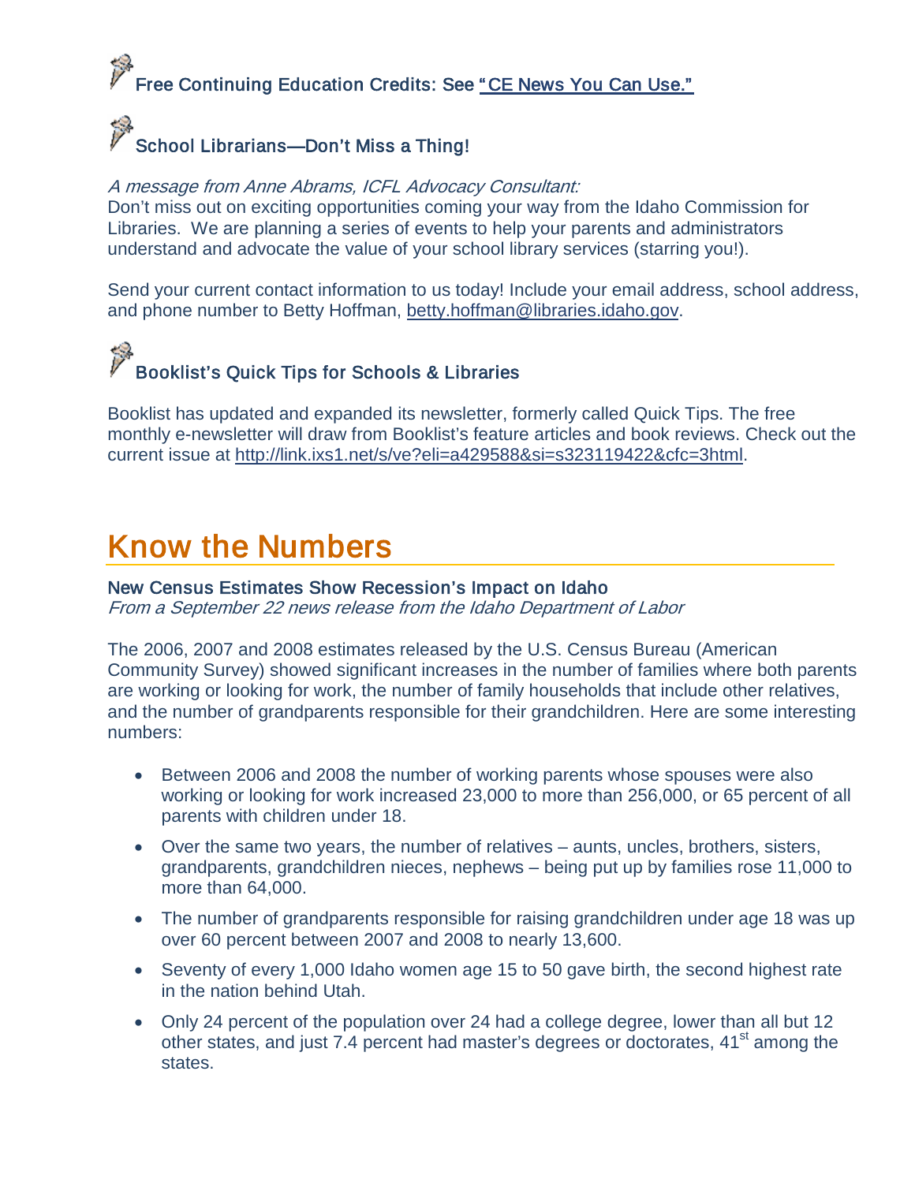### Free Continuing Education Credits: See "CE News You Can Use."

### School Librarians—Don't Miss a Thing!

*A message from Anne Abrams, ICFL Advocacy Consultant:*
Don't miss out on exciting opportunities coming your way from the Idaho Commission for Libraries. We are planning a series of events to help your parents and administrators understand and advocate the value of your school library services (starring you!).

Send your current contact information to us today! Include your email address, school address, and phone number to Betty Hoffman, betty.hoffman@libraries.idaho.gov.

### Booklist's Quick Tips for Schools & Libraries

Booklist has updated and expanded its newsletter, formerly called Quick Tips. The free monthly e-newsletter will draw from Booklist's feature articles and book reviews. Check out the current issue at http://link.ixs1.net/s/ve?eli=a429588&si=s323119422&cfc=3html.

# Know the Numbers

### New Census Estimates Show Recession's Impact on Idaho

*From a September 22 news release from the Idaho Department of Labor*

The 2006, 2007 and 2008 estimates released by the U.S. Census Bureau (American Community Survey) showed significant increases in the number of families where both parents are working or looking for work, the number of family households that include other relatives, and the number of grandparents responsible for their grandchildren. Here are some interesting numbers:

- Between 2006 and 2008 the number of working parents whose spouses were also working or looking for work increased 23,000 to more than 256,000, or 65 percent of all parents with children under 18.
- Over the same two years, the number of relatives – aunts, uncles, brothers, sisters, grandparents, grandchildren nieces, nephews – being put up by families rose 11,000 to more than 64,000.
- The number of grandparents responsible for raising grandchildren under age 18 was up over 60 percent between 2007 and 2008 to nearly 13,600.
- Seventy of every 1,000 Idaho women age 15 to 50 gave birth, the second highest rate in the nation behind Utah.
- Only 24 percent of the population over 24 had a college degree, lower than all but 12 other states, and just 7.4 percent had master's degrees or doctorates, 41st among the states.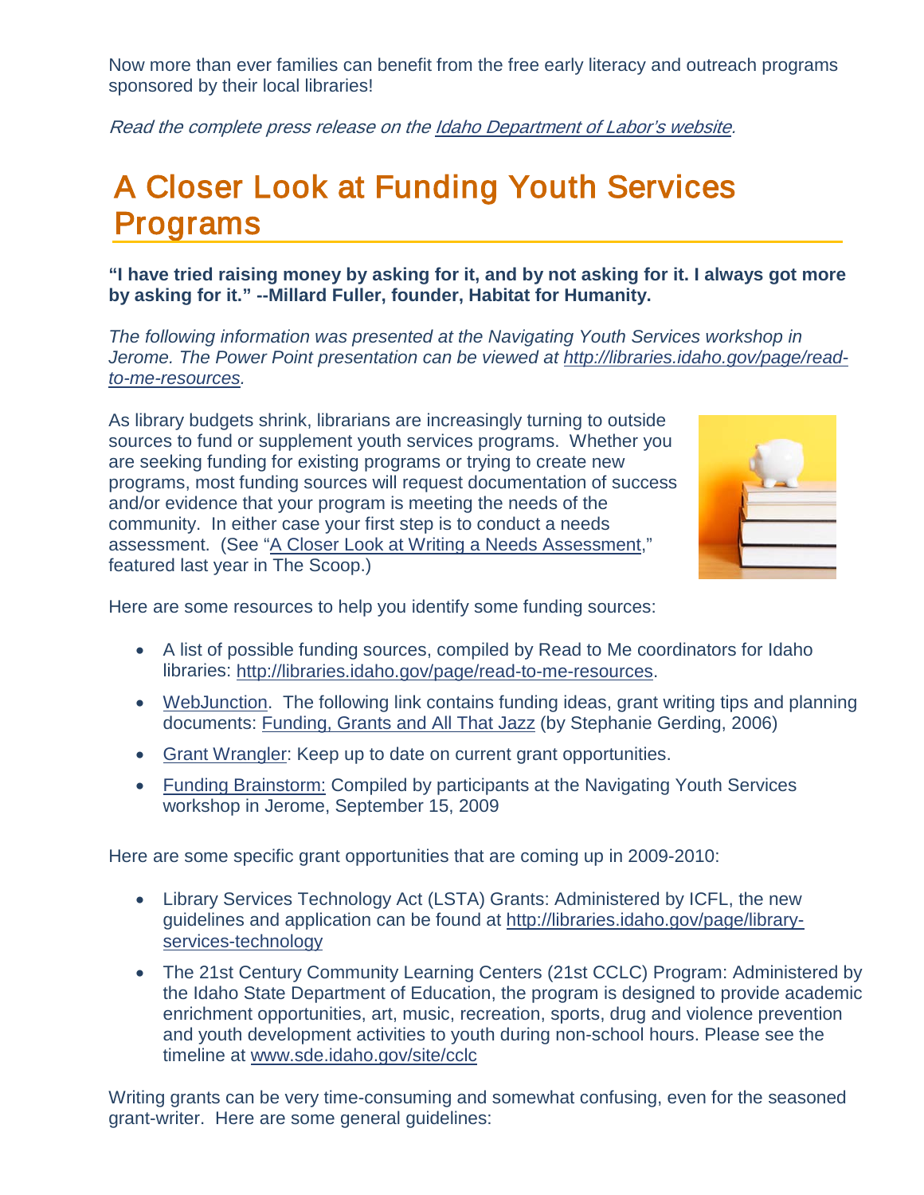Now more than ever families can benefit from the free early literacy and outreach programs sponsored by their local libraries!

*Read the complete press release on the Idaho Department of Labor's website.*

## A Closer Look at Funding Youth Services Programs

**"I have tried raising money by asking for it, and by not asking for it. I always got more by asking for it." --Millard Fuller, founder, Habitat for Humanity.**

*The following information was presented at the Navigating Youth Services workshop in Jerome. The Power Point presentation can be viewed at http://libraries.idaho.gov/page/read-to-me-resources.*

As library budgets shrink, librarians are increasingly turning to outside sources to fund or supplement youth services programs. Whether you are seeking funding for existing programs or trying to create new programs, most funding sources will request documentation of success and/or evidence that your program is meeting the needs of the community. In either case your first step is to conduct a needs assessment. (See "A Closer Look at Writing a Needs Assessment," featured last year in The Scoop.)

Here are some resources to help you identify some funding sources:

- A list of possible funding sources, compiled by Read to Me coordinators for Idaho libraries: http://libraries.idaho.gov/page/read-to-me-resources.
- WebJunction. The following link contains funding ideas, grant writing tips and planning documents: Funding, Grants and All That Jazz (by Stephanie Gerding, 2006)
- Grant Wrangler: Keep up to date on current grant opportunities.
- Funding Brainstorm: Compiled by participants at the Navigating Youth Services workshop in Jerome, September 15, 2009

Here are some specific grant opportunities that are coming up in 2009-2010:

- Library Services Technology Act (LSTA) Grants: Administered by ICFL, the new guidelines and application can be found at http://libraries.idaho.gov/page/library-services-technology
- The 21st Century Community Learning Centers (21st CCLC) Program: Administered by the Idaho State Department of Education, the program is designed to provide academic enrichment opportunities, art, music, recreation, sports, drug and violence prevention and youth development activities to youth during non-school hours. Please see the timeline at www.sde.idaho.gov/site/cclc

Writing grants can be very time-consuming and somewhat confusing, even for the seasoned grant-writer. Here are some general guidelines: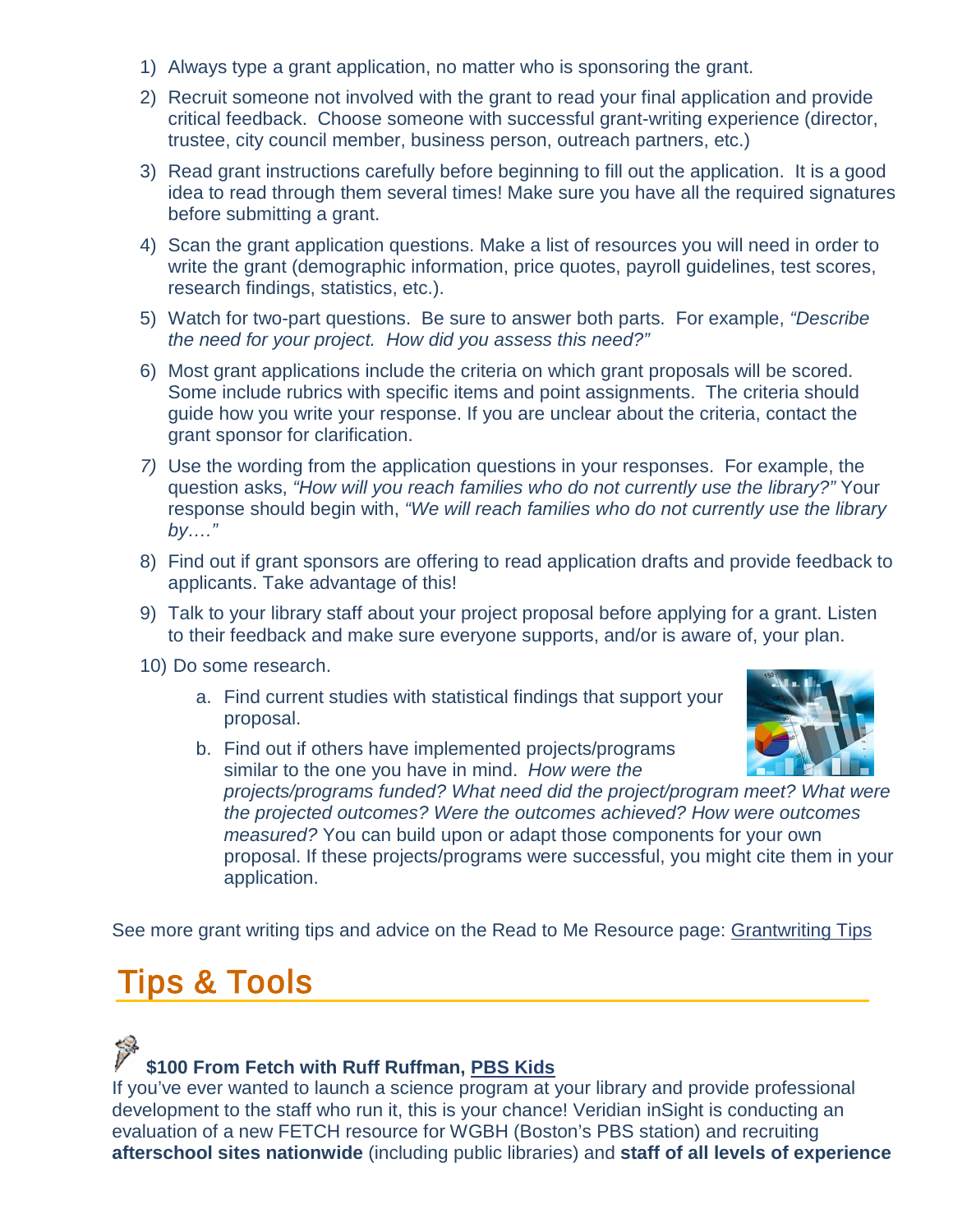1) Always type a grant application, no matter who is sponsoring the grant.
2) Recruit someone not involved with the grant to read your final application and provide critical feedback. Choose someone with successful grant-writing experience (director, trustee, city council member, business person, outreach partners, etc.)
3) Read grant instructions carefully before beginning to fill out the application. It is a good idea to read through them several times! Make sure you have all the required signatures before submitting a grant.
4) Scan the grant application questions. Make a list of resources you will need in order to write the grant (demographic information, price quotes, payroll guidelines, test scores, research findings, statistics, etc.).
5) Watch for two-part questions. Be sure to answer both parts. For example, *"Describe the need for your project. How did you assess this need?"*
6) Most grant applications include the criteria on which grant proposals will be scored. Some include rubrics with specific items and point assignments. The criteria should guide how you write your response. If you are unclear about the criteria, contact the grant sponsor for clarification.
7) Use the wording from the application questions in your responses. For example, the question asks, *"How will you reach families who do not currently use the library?"* Your response should begin with, *"We will reach families who do not currently use the library by…."*
8) Find out if grant sponsors are offering to read application drafts and provide feedback to applicants. Take advantage of this!
9) Talk to your library staff about your project proposal before applying for a grant. Listen to their feedback and make sure everyone supports, and/or is aware of, your plan.
10) Do some research.
    a. Find current studies with statistical findings that support your proposal.
    b. Find out if others have implemented projects/programs similar to the one you have in mind. *How were the projects/programs funded? What need did the project/program meet? What were the projected outcomes? Were the outcomes achieved? How were outcomes measured?* You can build upon or adapt those components for your own proposal. If these projects/programs were successful, you might cite them in your application.

See more grant writing tips and advice on the Read to Me Resource page: Grantwriting Tips

# Tips & Tools

**$100 From Fetch with Ruff Ruffman, PBS Kids**

If you've ever wanted to launch a science program at your library and provide professional development to the staff who run it, this is your chance! Veridian inSight is conducting an evaluation of a new FETCH resource for WGBH (Boston's PBS station) and recruiting **afterschool sites nationwide** (including public libraries) and **staff of all levels of experience**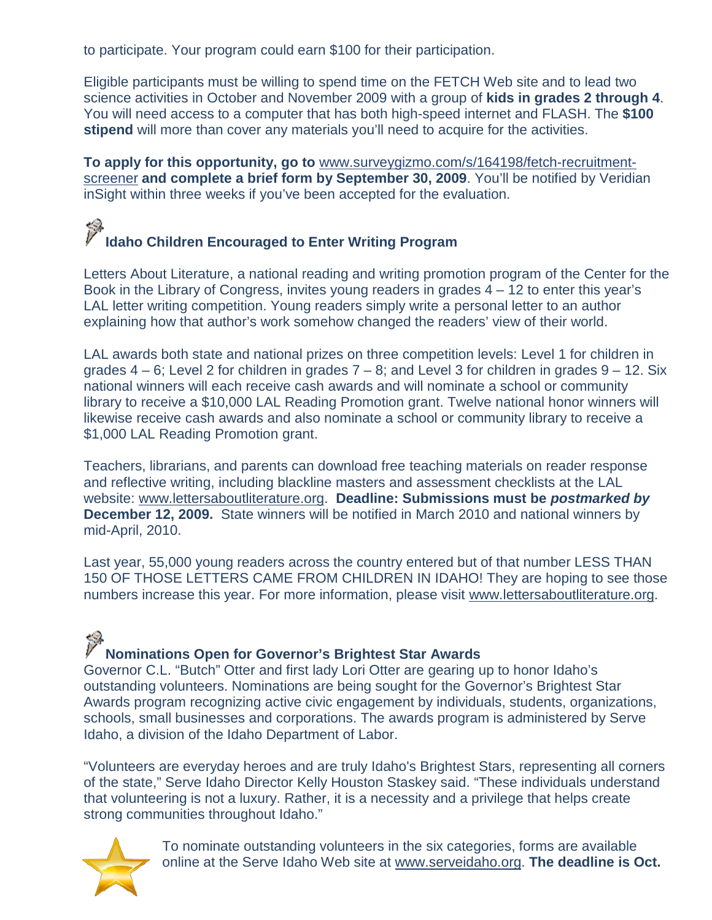to participate. Your program could earn $100 for their participation.

Eligible participants must be willing to spend time on the FETCH Web site and to lead two science activities in October and November 2009 with a group of **kids in grades 2 through 4**. You will need access to a computer that has both high-speed internet and FLASH. The **$100 stipend** will more than cover any materials you'll need to acquire for the activities.

**To apply for this opportunity, go to** www.surveygizmo.com/s/164198/fetch-recruitment-screener **and complete a brief form by September 30, 2009**. You'll be notified by Veridian inSight within three weeks if you've been accepted for the evaluation.

### Idaho Children Encouraged to Enter Writing Program

Letters About Literature, a national reading and writing promotion program of the Center for the Book in the Library of Congress, invites young readers in grades 4 – 12 to enter this year's LAL letter writing competition. Young readers simply write a personal letter to an author explaining how that author's work somehow changed the readers' view of their world.

LAL awards both state and national prizes on three competition levels: Level 1 for children in grades 4 – 6; Level 2 for children in grades 7 – 8; and Level 3 for children in grades 9 – 12. Six national winners will each receive cash awards and will nominate a school or community library to receive a $10,000 LAL Reading Promotion grant. Twelve national honor winners will likewise receive cash awards and also nominate a school or community library to receive a $1,000 LAL Reading Promotion grant.

Teachers, librarians, and parents can download free teaching materials on reader response and reflective writing, including blackline masters and assessment checklists at the LAL website: www.lettersaboutliterature.org. **Deadline: Submissions must be *postmarked by* December 12, 2009.** State winners will be notified in March 2010 and national winners by mid-April, 2010.

Last year, 55,000 young readers across the country entered but of that number LESS THAN 150 OF THOSE LETTERS CAME FROM CHILDREN IN IDAHO! They are hoping to see those numbers increase this year. For more information, please visit www.lettersaboutliterature.org.

### Nominations Open for Governor's Brightest Star Awards

Governor C.L. "Butch" Otter and first lady Lori Otter are gearing up to honor Idaho's outstanding volunteers. Nominations are being sought for the Governor's Brightest Star Awards program recognizing active civic engagement by individuals, students, organizations, schools, small businesses and corporations. The awards program is administered by Serve Idaho, a division of the Idaho Department of Labor.

"Volunteers are everyday heroes and are truly Idaho's Brightest Stars, representing all corners of the state," Serve Idaho Director Kelly Houston Staskey said. "These individuals understand that volunteering is not a luxury. Rather, it is a necessity and a privilege that helps create strong communities throughout Idaho."

To nominate outstanding volunteers in the six categories, forms are available online at the Serve Idaho Web site at www.serveidaho.org. **The deadline is Oct.**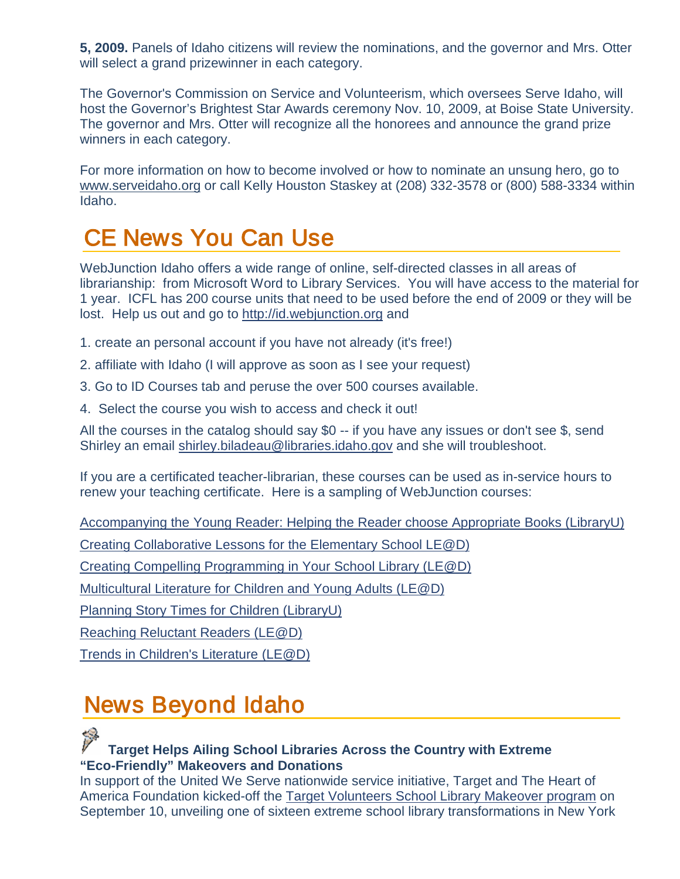**5, 2009.** Panels of Idaho citizens will review the nominations, and the governor and Mrs. Otter will select a grand prizewinner in each category.

The Governor's Commission on Service and Volunteerism, which oversees Serve Idaho, will host the Governor's Brightest Star Awards ceremony Nov. 10, 2009, at Boise State University. The governor and Mrs. Otter will recognize all the honorees and announce the grand prize winners in each category.

For more information on how to become involved or how to nominate an unsung hero, go to www.serveidaho.org or call Kelly Houston Staskey at (208) 332-3578 or (800) 588-3334 within Idaho.

# CE News You Can Use

WebJunction Idaho offers a wide range of online, self-directed classes in all areas of librarianship: from Microsoft Word to Library Services. You will have access to the material for 1 year. ICFL has 200 course units that need to be used before the end of 2009 or they will be lost. Help us out and go to http://id.webjunction.org and

1. create an personal account if you have not already (it's free!)
2. affiliate with Idaho (I will approve as soon as I see your request)
3. Go to ID Courses tab and peruse the over 500 courses available.
4. Select the course you wish to access and check it out!

All the courses in the catalog should say $0 -- if you have any issues or don't see $, send Shirley an email shirley.biladeau@libraries.idaho.gov and she will troubleshoot.

If you are a certificated teacher-librarian, these courses can be used as in-service hours to renew your teaching certificate. Here is a sampling of WebJunction courses:

Accompanying the Young Reader: Helping the Reader choose Appropriate Books (LibraryU)

Creating Collaborative Lessons for the Elementary School LE@D)

Creating Compelling Programming in Your School Library (LE@D)

Multicultural Literature for Children and Young Adults (LE@D)

Planning Story Times for Children (LibraryU)

Reaching Reluctant Readers (LE@D)

Trends in Children's Literature (LE@D)

# News Beyond Idaho

**Target Helps Ailing School Libraries Across the Country with Extreme "Eco-Friendly" Makeovers and Donations**

In support of the United We Serve nationwide service initiative, Target and The Heart of America Foundation kicked-off the Target Volunteers School Library Makeover program on September 10, unveiling one of sixteen extreme school library transformations in New York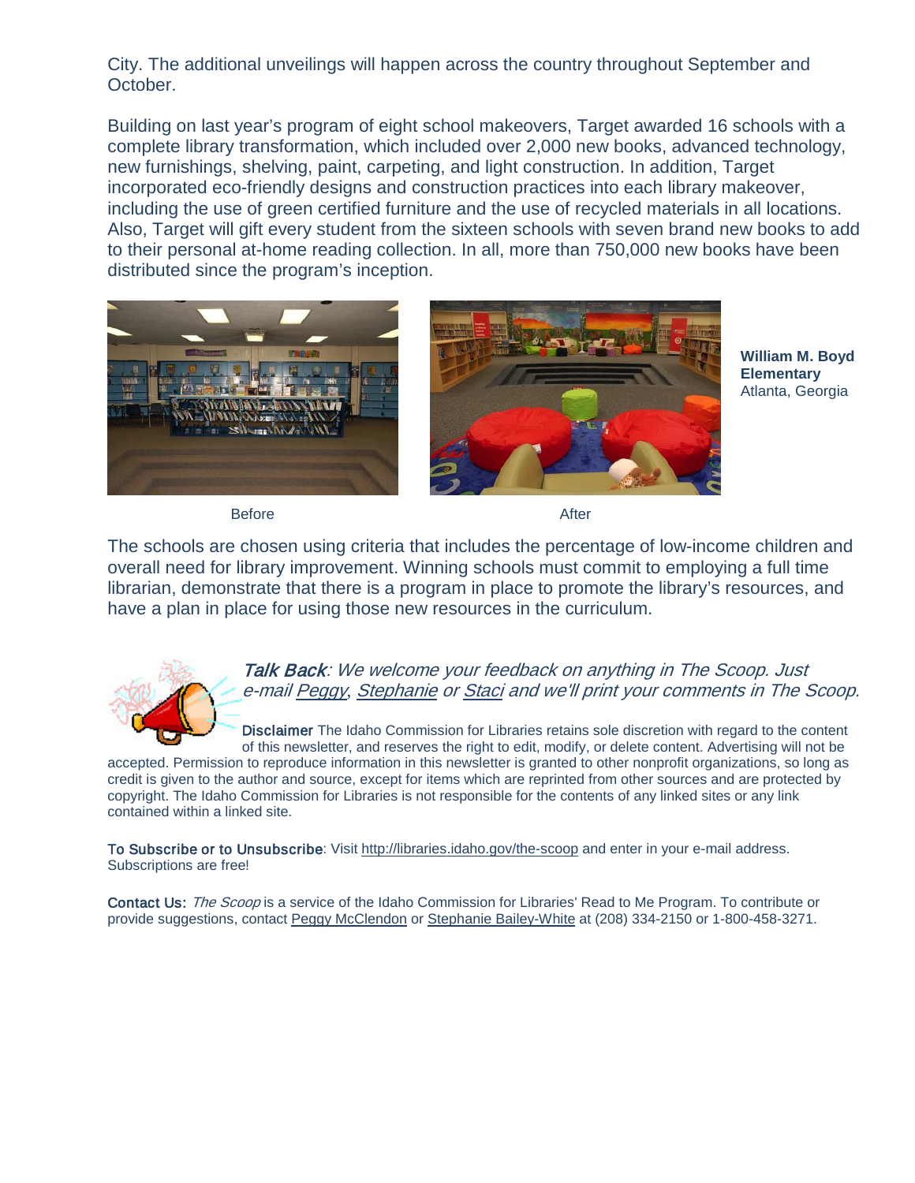City. The additional unveilings will happen across the country throughout September and October.

Building on last year's program of eight school makeovers, Target awarded 16 schools with a complete library transformation, which included over 2,000 new books, advanced technology, new furnishings, shelving, paint, carpeting, and light construction. In addition, Target incorporated eco-friendly designs and construction practices into each library makeover, including the use of green certified furniture and the use of recycled materials in all locations. Also, Target will gift every student from the sixteen schools with seven brand new books to add to their personal at-home reading collection. In all, more than 750,000 new books have been distributed since the program's inception.

Before

After

**William M. Boyd Elementary**
Atlanta, Georgia

The schools are chosen using criteria that includes the percentage of low-income children and overall need for library improvement. Winning schools must commit to employing a full time librarian, demonstrate that there is a program in place to promote the library's resources, and have a plan in place for using those new resources in the curriculum.

*Talk Back: We welcome your feedback on anything in The Scoop. Just e-mail Peggy, Stephanie or Staci and we'll print your comments in The Scoop.*

**Disclaimer** The Idaho Commission for Libraries retains sole discretion with regard to the content of this newsletter, and reserves the right to edit, modify, or delete content. Advertising will not be accepted. Permission to reproduce information in this newsletter is granted to other nonprofit organizations, so long as credit is given to the author and source, except for items which are reprinted from other sources and are protected by copyright. The Idaho Commission for Libraries is not responsible for the contents of any linked sites or any link contained within a linked site.

**To Subscribe or to Unsubscribe**: Visit http://libraries.idaho.gov/the-scoop and enter in your e-mail address. Subscriptions are free!

**Contact Us:** *The Scoop* is a service of the Idaho Commission for Libraries' Read to Me Program. To contribute or provide suggestions, contact Peggy McClendon or Stephanie Bailey-White at (208) 334-2150 or 1-800-458-3271.